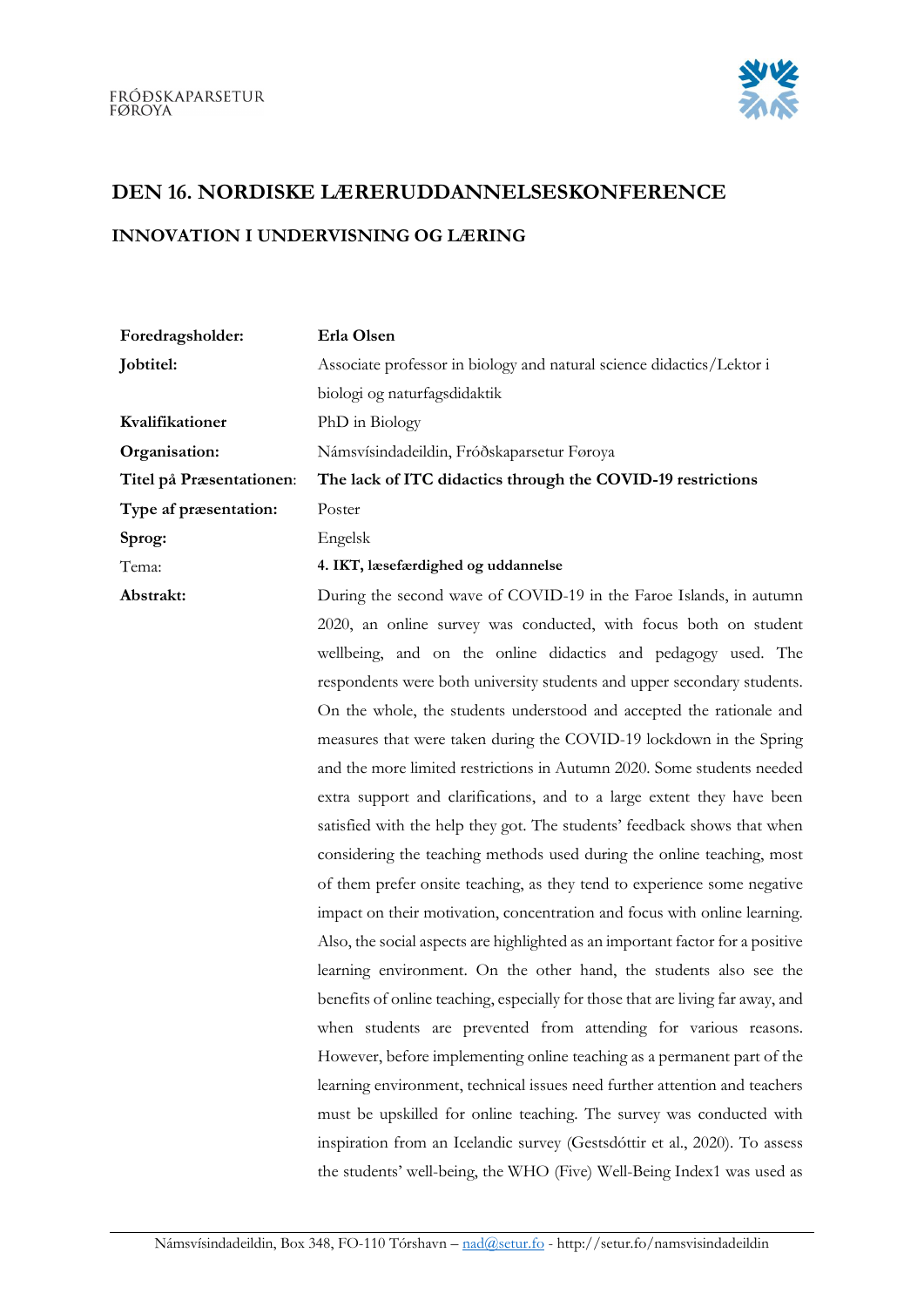FRÓÐSKAPARSETUR FØROYA

# DEN 16. NORDISKE LÆRERUDDANNELSESKONFERENCE

## INNOVATION I UNDERVISNING OG LÆRING

| | |
|---|---|
| **Foredragsholder:** | **Erla Olsen** |
| **Jobtitel:** | Associate professor in biology and natural science didactics/Lektor i biologi og naturfagsdidaktik |
| **Kvalifikationer** | PhD in Biology |
| **Organisation:** | Námsvísindadeildin, Fróðskaparsetur Føroya |
| **Titel på Præsentationen:** | **The lack of ITC didactics through the COVID-19 restrictions** |
| **Type af præsentation:** | Poster |
| **Sprog:** | Engelsk |
| Tema: | **4. IKT, læsefærdighed og uddannelse** |
| **Abstrakt:** | During the second wave of COVID-19 in the Faroe Islands, in autumn 2020, an online survey was conducted, with focus both on student wellbeing, and on the online didactics and pedagogy used. The respondents were both university students and upper secondary students. On the whole, the students understood and accepted the rationale and measures that were taken during the COVID-19 lockdown in the Spring and the more limited restrictions in Autumn 2020. Some students needed extra support and clarifications, and to a large extent they have been satisfied with the help they got. The students' feedback shows that when considering the teaching methods used during the online teaching, most of them prefer onsite teaching, as they tend to experience some negative impact on their motivation, concentration and focus with online learning. Also, the social aspects are highlighted as an important factor for a positive learning environment. On the other hand, the students also see the benefits of online teaching, especially for those that are living far away, and when students are prevented from attending for various reasons. However, before implementing online teaching as a permanent part of the learning environment, technical issues need further attention and teachers must be upskilled for online teaching. The survey was conducted with inspiration from an Icelandic survey (Gestsdóttir et al., 2020). To assess the students' well-being, the WHO (Five) Well-Being Index1 was used as |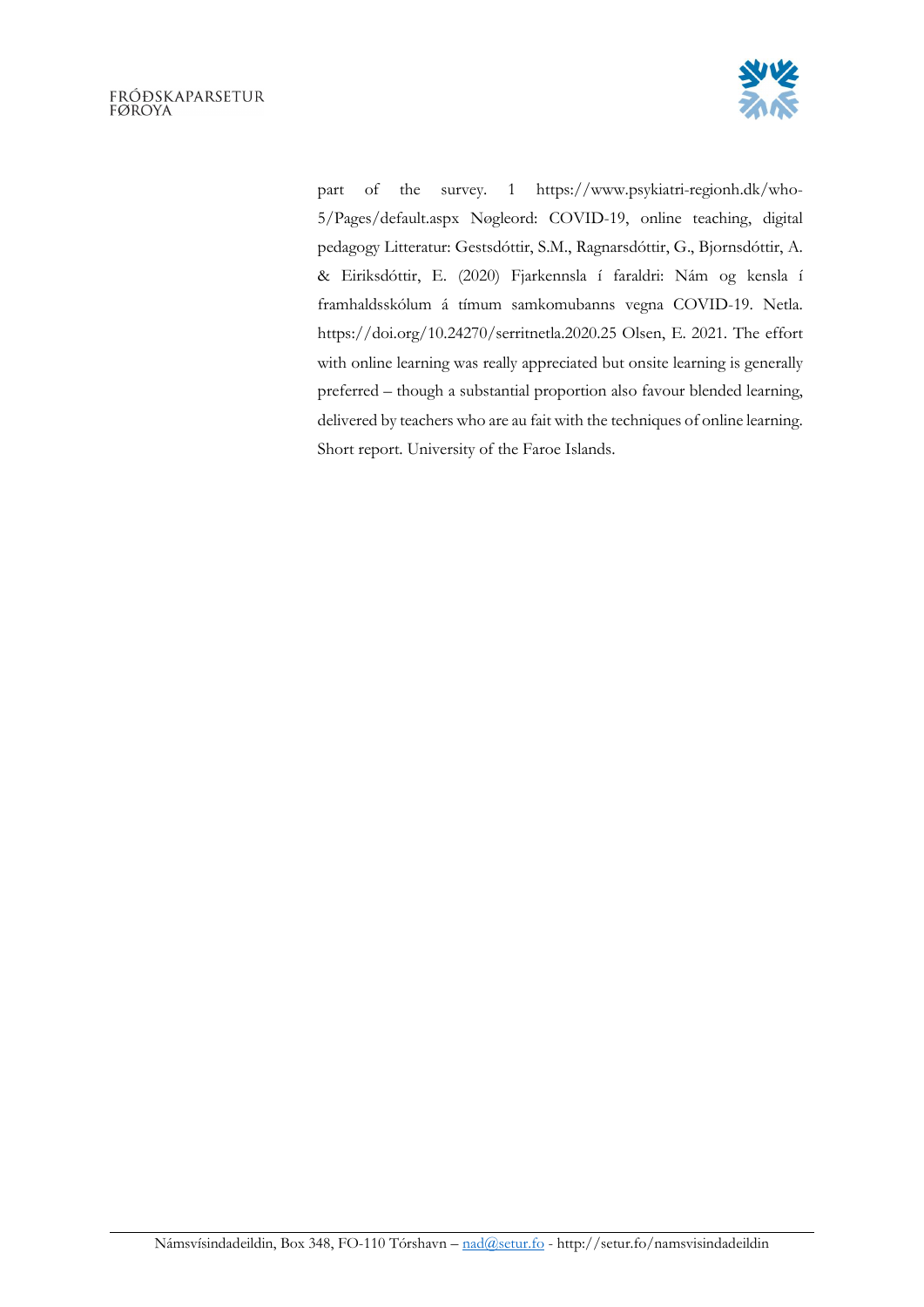part of the survey. 1 https://www.psykiatri-regionh.dk/who-5/Pages/default.aspx Nøgleord: COVID-19, online teaching, digital pedagogy Litteratur: Gestsdóttir, S.M., Ragnarsdóttir, G., Bjornsdóttir, A. & Eiriksdóttir, E. (2020) Fjarkennsla í faraldri: Nám og kensla í framhaldsskólum á tímum samkomubanns vegna COVID-19. Netla. https://doi.org/10.24270/serritnetla.2020.25 Olsen, E. 2021. The effort with online learning was really appreciated but onsite learning is generally preferred – though a substantial proportion also favour blended learning, delivered by teachers who are au fait with the techniques of online learning. Short report. University of the Faroe Islands.